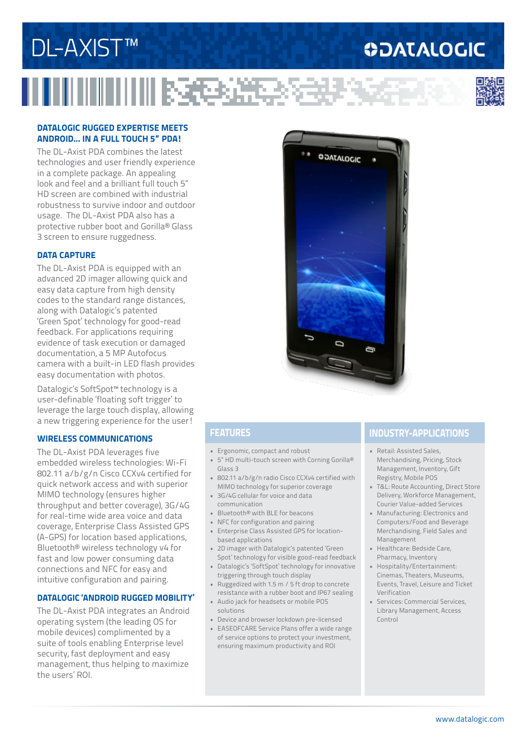# DL-AXIST™

DATALOGIC

## DATALOGIC RUGGED EXPERTISE MEETS ANDROID... IN A FULL TOUCH 5" PDA!

The DL-Axist PDA combines the latest technologies and user friendly experience in a complete package. An appealing look and feel and a brilliant full touch 5" HD screen are combined with industrial robustness to survive indoor and outdoor usage. The DL-Axist PDA also has a protective rubber boot and Gorilla® Glass 3 screen to ensure ruggedness.

## DATA CAPTURE

The DL-Axist PDA is equipped with an advanced 2D imager allowing quick and easy data capture from high density codes to the standard range distances, along with Datalogic's patented 'Green Spot' technology for good-read feedback. For applications requiring evidence of task execution or damaged documentation, a 5 MP Autofocus camera with a built-in LED flash provides easy documentation with photos.

Datalogic's SoftSpot™ technology is a user-definable 'floating soft trigger' to leverage the large touch display, allowing a new triggering experience for the user!

## WIRELESS COMMUNICATIONS

The DL-Axist PDA leverages five embedded wireless technologies: Wi-Fi 802.11 a/b/g/n Cisco CCXv4 certified for quick network access and with superior MIMO technology (ensures higher throughput and better coverage), 3G/4G for real-time wide area voice and data coverage, Enterprise Class Assisted GPS (A-GPS) for location based applications, Bluetooth® wireless technology v4 for fast and low power consuming data connections and NFC for easy and intuitive configuration and pairing.

## DATALOGIC 'ANDROID RUGGED MOBILITY'

The DL-Axist PDA integrates an Android operating system (the leading OS for mobile devices) complimented by a suite of tools enabling Enterprise level security, fast deployment and easy management, thus helping to maximize the users' ROI.

## FEATURES

- Ergonomic, compact and robust
- 5" HD multi-touch screen with Corning Gorilla® Glass 3
- 802.11 a/b/g/n radio Cisco CCXv4 certified with MIMO technology for superior coverage
- 3G/4G cellular for voice and data communication
- Bluetooth® with BLE for beacons
- NFC for configuration and pairing
- Enterprise Class Assisted GPS for location-based applications
- 2D imager with Datalogic's patented 'Green Spot' technology for visible good-read feedback
- Datalogic's 'SoftSpot' technology for innovative triggering through touch display
- Ruggedized with 1.5 m / 5 ft drop to concrete resistance with a rubber boot and IP67 sealing
- Audio jack for headsets or mobile POS solutions
- Device and browser lockdown pre-licensed
- EASEOFCARE Service Plans offer a wide range of service options to protect your investment, ensuring maximum productivity and ROI

## INDUSTRY-APPLICATIONS

- Retail: Assisted Sales, Merchandising, Pricing, Stock Management, Inventory, Gift Registry, Mobile POS
- T&L: Route Accounting, Direct Store Delivery, Workforce Management, Courier Value-added Services
- Manufacturing: Electronics and Computers/Food and Beverage Merchandising, Field Sales and Management
- Healthcare: Bedside Care, Pharmacy, Inventory
- Hospitality/Entertainment: Cinemas, Theaters, Museums, Events, Travel, Leisure and Ticket Verification
- Services: Commercial Services, Library Management, Access Control

www.datalogic.com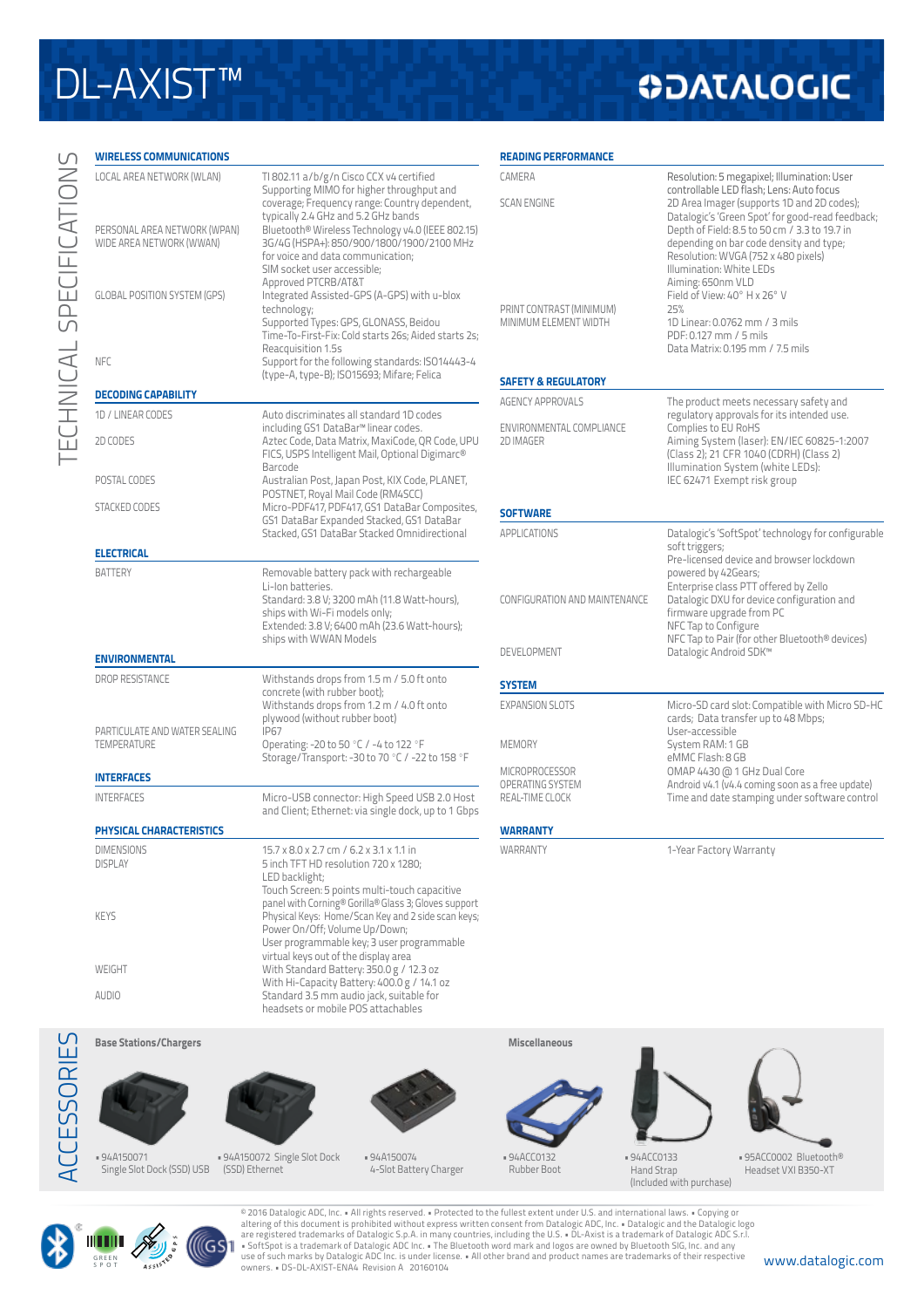# DL-AXIST™

DATALOGIC

## TECHNICAL SPECIFICATIONS

### WIRELESS COMMUNICATIONS

| | |
|---|---|
| LOCAL AREA NETWORK (WLAN) | TI 802.11 a/b/g/n Cisco CCX v4 certified<br>Supporting MIMO for higher throughput and coverage; Frequency range: Country dependent, typically 2.4 GHz and 5.2 GHz bands |
| PERSONAL AREA NETWORK (WPAN) | Bluetooth® Wireless Technology v4.0 (IEEE 802.15) |
| WIDE AREA NETWORK (WWAN) | 3G/4G (HSPA+): 850/900/1800/1900/2100 MHz for voice and data communication;<br>SIM socket user accessible;<br>Approved PTCRB/AT&T |
| GLOBAL POSITION SYSTEM (GPS) | Integrated Assisted-GPS (A-GPS) with u-blox technology;<br>Supported Types: GPS, GLONASS, Beidou<br>Time-To-First-Fix: Cold starts 26s; Aided starts 2s; Reacquisition 1.5s |
| NFC | Support for the following standards: ISO14443-4 (type-A, type-B); ISO15693; Mifare; Felica |

### DECODING CAPABILITY

| | |
|---|---|
| 1D / LINEAR CODES | Auto discriminates all standard 1D codes including GS1 DataBar™ linear codes. |
| 2D CODES | Aztec Code, Data Matrix, MaxiCode, QR Code, UPU FICS, USPS Intelligent Mail, Optional Digimarc® Barcode |
| POSTAL CODES | Australian Post, Japan Post, KIX Code, PLANET, POSTNET, Royal Mail Code (RM4SCC) |
| STACKED CODES | Micro-PDF417, PDF417, GS1 DataBar Composites, GS1 DataBar Expanded Stacked, GS1 DataBar Stacked, GS1 DataBar Stacked Omnidirectional |

### ELECTRICAL

| | |
|---|---|
| BATTERY | Removable battery pack with rechargeable Li-Ion batteries.<br>Standard: 3.8 V; 3200 mAh (11.8 Watt-hours), ships with Wi-Fi models only;<br>Extended: 3.8 V; 6400 mAh (23.6 Watt-hours); ships with WWAN Models |

### ENVIRONMENTAL

| | |
|---|---|
| DROP RESISTANCE | Withstands drops from 1.5 m / 5.0 ft onto concrete (with rubber boot);<br>Withstands drops from 1.2 m / 4.0 ft onto plywood (without rubber boot) |
| PARTICULATE AND WATER SEALING | IP67 |
| TEMPERATURE | Operating: -20 to 50 °C / -4 to 122 °F<br>Storage/Transport: -30 to 70 °C / -22 to 158 °F |

### INTERFACES

| | |
|---|---|
| INTERFACES | Micro-USB connector: High Speed USB 2.0 Host and Client; Ethernet: via single dock, up to 1 Gbps |

### PHYSICAL CHARACTERISTICS

| | |
|---|---|
| DIMENSIONS | 15.7 x 8.0 x 2.7 cm / 6.2 x 3.1 x 1.1 in |
| DISPLAY | 5 inch TFT HD resolution 720 x 1280;<br>LED backlight;<br>Touch Screen: 5 points multi-touch capacitive panel with Corning® Gorilla® Glass 3; Gloves support |
| KEYS | Physical Keys: Home/Scan Key and 2 side scan keys; Power On/Off; Volume Up/Down;<br>User programmable key; 3 user programmable virtual keys out of the display area |
| WEIGHT | With Standard Battery: 350.0 g / 12.3 oz<br>With Hi-Capacity Battery: 400.0 g / 14.1 oz |
| AUDIO | Standard 3.5 mm audio jack, suitable for headsets or mobile POS attachables |

### READING PERFORMANCE

| | |
|---|---|
| CAMERA | Resolution: 5 megapixel; Illumination: User controllable LED flash; Lens: Auto focus |
| SCAN ENGINE | 2D Area Imager (supports 1D and 2D codes);<br>Datalogic's 'Green Spot' for good-read feedback;<br>Depth of Field: 8.5 to 50 cm / 3.3 to 19.7 in depending on bar code density and type;<br>Resolution: WVGA (752 x 480 pixels)<br>Illumination: White LEDs<br>Aiming: 650nm VLD<br>Field of View: 40° H x 26° V |
| PRINT CONTRAST (MINIMUM) | 25% |
| MINIMUM ELEMENT WIDTH | 1D Linear: 0.0762 mm / 3 mils<br>PDF: 0.127 mm / 5 mils<br>Data Matrix: 0.195 mm / 7.5 mils |

### SAFETY & REGULATORY

| | |
|---|---|
| AGENCY APPROVALS | The product meets necessary safety and regulatory approvals for its intended use. |
| ENVIRONMENTAL COMPLIANCE | Complies to EU RoHS |
| 2D IMAGER | Aiming System (laser): EN/IEC 60825-1:2007 (Class 2); 21 CFR 1040 (CDRH) (Class 2)<br>Illumination System (white LEDs):<br>IEC 62471 Exempt risk group |

### SOFTWARE

| | |
|---|---|
| APPLICATIONS | Datalogic's 'SoftSpot' technology for configurable soft triggers;<br>Pre-licensed device and browser lockdown powered by 42Gears;<br>Enterprise class PTT offered by Zello |
| CONFIGURATION AND MAINTENANCE | Datalogic DXU for device configuration and firmware upgrade from PC<br>NFC Tap to Configure<br>NFC Tap to Pair (for other Bluetooth® devices) |
| DEVELOPMENT | Datalogic Android SDK™ |

### SYSTEM

| | |
|---|---|
| EXPANSION SLOTS | Micro-SD card slot: Compatible with Micro SD-HC cards; Data transfer up to 48 Mbps;<br>User-accessible |
| MEMORY | System RAM: 1 GB<br>eMMC Flash: 8 GB |
| MICROPROCESSOR | OMAP 4430 @ 1 GHz Dual Core |
| OPERATING SYSTEM | Android v4.1 (v4.4 coming soon as a free update) |
| REAL-TIME CLOCK | Time and date stamping under software control |

### WARRANTY

| | |
|---|---|
| WARRANTY | 1-Year Factory Warranty |

## ACCESSORIES

### Base Stations/Chargers

- 94A150071 Single Slot Dock (SSD) USB
- 94A150072 Single Slot Dock (SSD) Ethernet
- 94A150074 4-Slot Battery Charger

### Miscellaneous

- 94ACC0132 Rubber Boot
- 94ACC0133 Hand Strap (Included with purchase)
- 95ACC0002 Bluetooth® Headset VXI B350-XT

© 2016 Datalogic ADC, Inc. • All rights reserved. • Protected to the fullest extent under U.S. and international laws. • Copying or altering of this document is prohibited without express written consent from Datalogic ADC, Inc. • Datalogic and the Datalogic logo are registered trademarks of Datalogic S.p.A. in many countries, including the U.S. • DL-Axist is a trademark of Datalogic ADC S.r.l. • SoftSpot is a trademark of Datalogic ADC Inc. • The Bluetooth word mark and logos are owned by Bluetooth SIG, Inc. and any use of such marks by Datalogic ADC Inc. is under license. • All other brand and product names are trademarks of their respective owners. • DS-DL-AXIST-ENA4 Revision A 20160104

www.datalogic.com